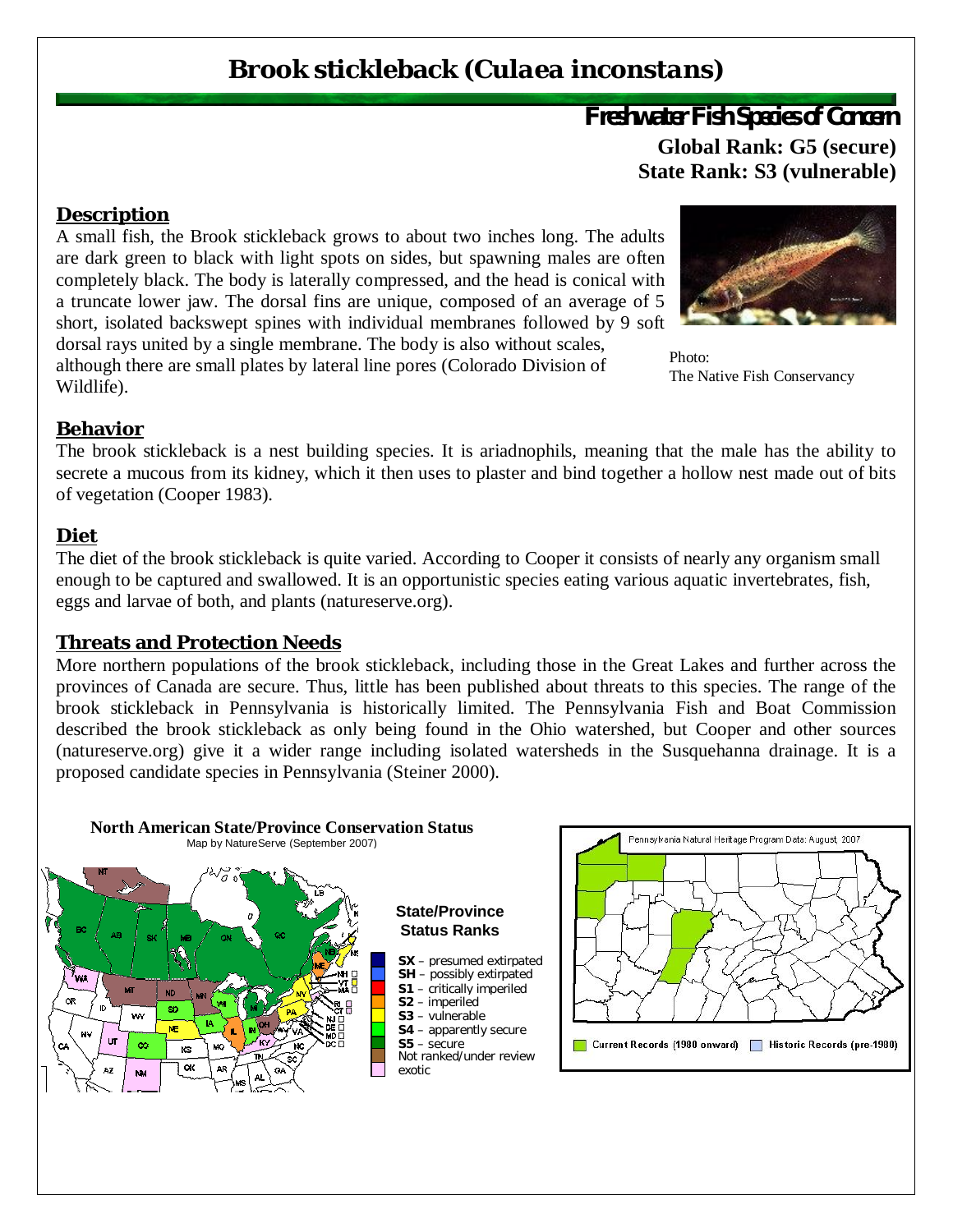# Brook stickleback (*Culaea inconstans*)

**Freshwater Fish Species of Concern**

**Global Rank: G5 (secure)**
**State Rank: S3 (vulnerable)**

## Description

A small fish, the Brook stickleback grows to about two inches long. The adults are dark green to black with light spots on sides, but spawning males are often completely black. The body is laterally compressed, and the head is conical with a truncate lower jaw. The dorsal fins are unique, composed of an average of 5 short, isolated backswept spines with individual membranes followed by 9 soft dorsal rays united by a single membrane. The body is also without scales, although there are small plates by lateral line pores (Colorado Division of Wildlife).

Photo: The Native Fish Conservancy

## Behavior

The brook stickleback is a nest building species. It is ariadnophils, meaning that the male has the ability to secrete a mucous from its kidney, which it then uses to plaster and bind together a hollow nest made out of bits of vegetation (Cooper 1983).

## Diet

The diet of the brook stickleback is quite varied. According to Cooper it consists of nearly any organism small enough to be captured and swallowed. It is an opportunistic species eating various aquatic invertebrates, fish, eggs and larvae of both, and plants (natureserve.org).

## Threats and Protection Needs

More northern populations of the brook stickleback, including those in the Great Lakes and further across the provinces of Canada are secure. Thus, little has been published about threats to this species. The range of the brook stickleback in Pennsylvania is historically limited. The Pennsylvania Fish and Boat Commission described the brook stickleback as only being found in the Ohio watershed, but Cooper and other sources (natureserve.org) give it a wider range including isolated watersheds in the Susquehanna drainage. It is a proposed candidate species in Pennsylvania (Steiner 2000).

**North American State/Province Conservation Status**
Map by NatureServe (September 2007)

**State/Province Status Ranks**

- **SX** – presumed extirpated
- **SH** – possibly extirpated
- **S1** – critically imperiled
- **S2** – imperiled
- **S3** – vulnerable
- **S4** – apparently secure
- **S5** – secure
- Not ranked/under review
- exotic

Pennsylvania Natural Heritage Program Data: August, 2007

Current Records (1980 onward) | Historic Records (pre-1980)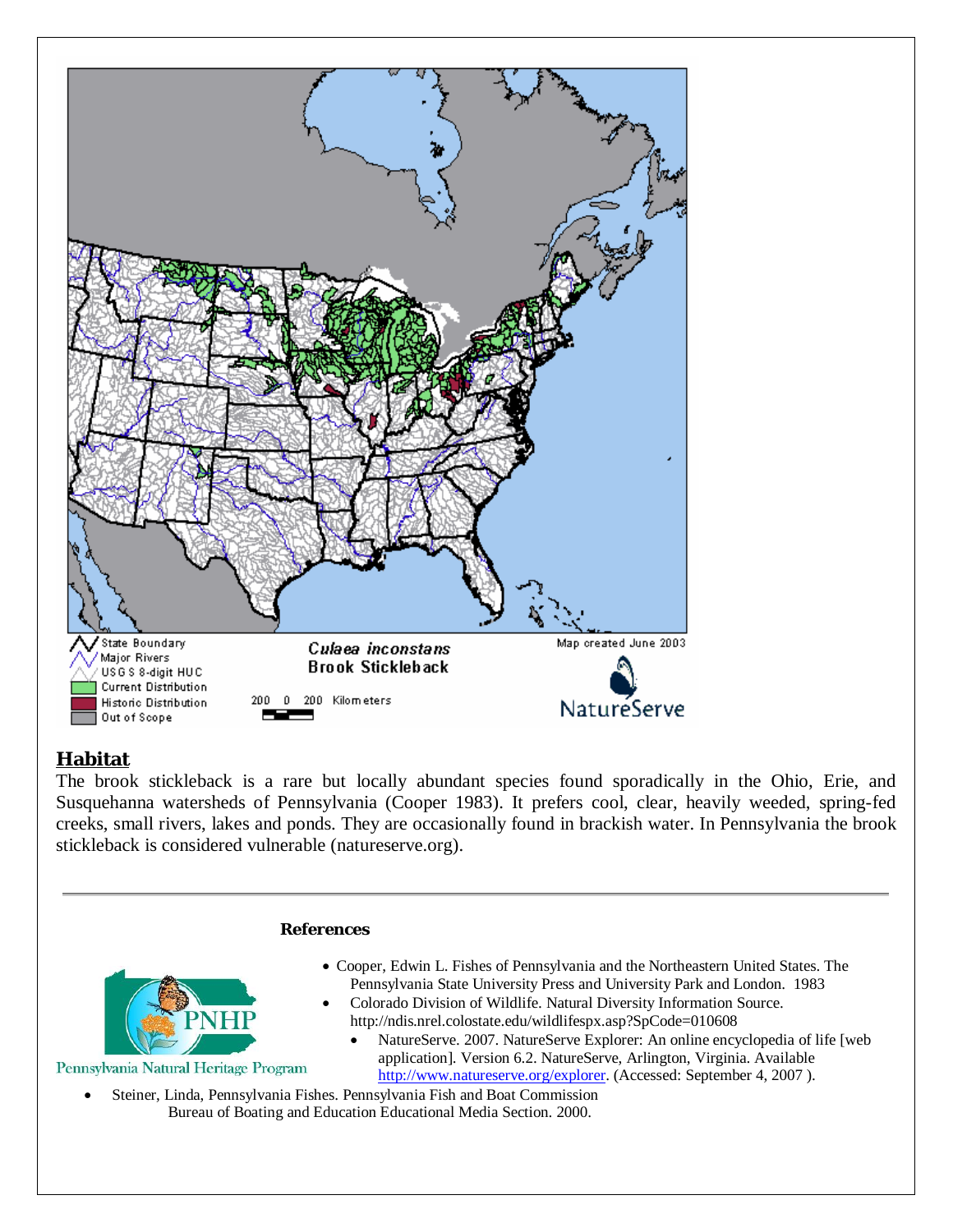State Boundary
Major Rivers
USGS 8-digit HUC
Current Distribution
Historic Distribution
Out of Scope

*Culaea inconstans*
Brook Stickleback

200 0 200 Kilometers

Map created June 2003

NatureServe

## Habitat

The brook stickleback is a rare but locally abundant species found sporadically in the Ohio, Erie, and Susquehanna watersheds of Pennsylvania (Cooper 1983). It prefers cool, clear, heavily weeded, spring-fed creeks, small rivers, lakes and ponds. They are occasionally found in brackish water. In Pennsylvania the brook stickleback is considered vulnerable (natureserve.org).

---

**References**

Pennsylvania Natural Heritage Program

- Cooper, Edwin L. Fishes of Pennsylvania and the Northeastern United States. The Pennsylvania State University Press and University Park and London. 1983
- Colorado Division of Wildlife. Natural Diversity Information Source. http://ndis.nrel.colostate.edu/wildlifespx.asp?SpCode=010608
- NatureServe. 2007. NatureServe Explorer: An online encyclopedia of life [web application]. Version 6.2. NatureServe, Arlington, Virginia. Available http://www.natureserve.org/explorer. (Accessed: September 4, 2007 ).
- Steiner, Linda, Pennsylvania Fishes. Pennsylvania Fish and Boat Commission Bureau of Boating and Education Educational Media Section. 2000.